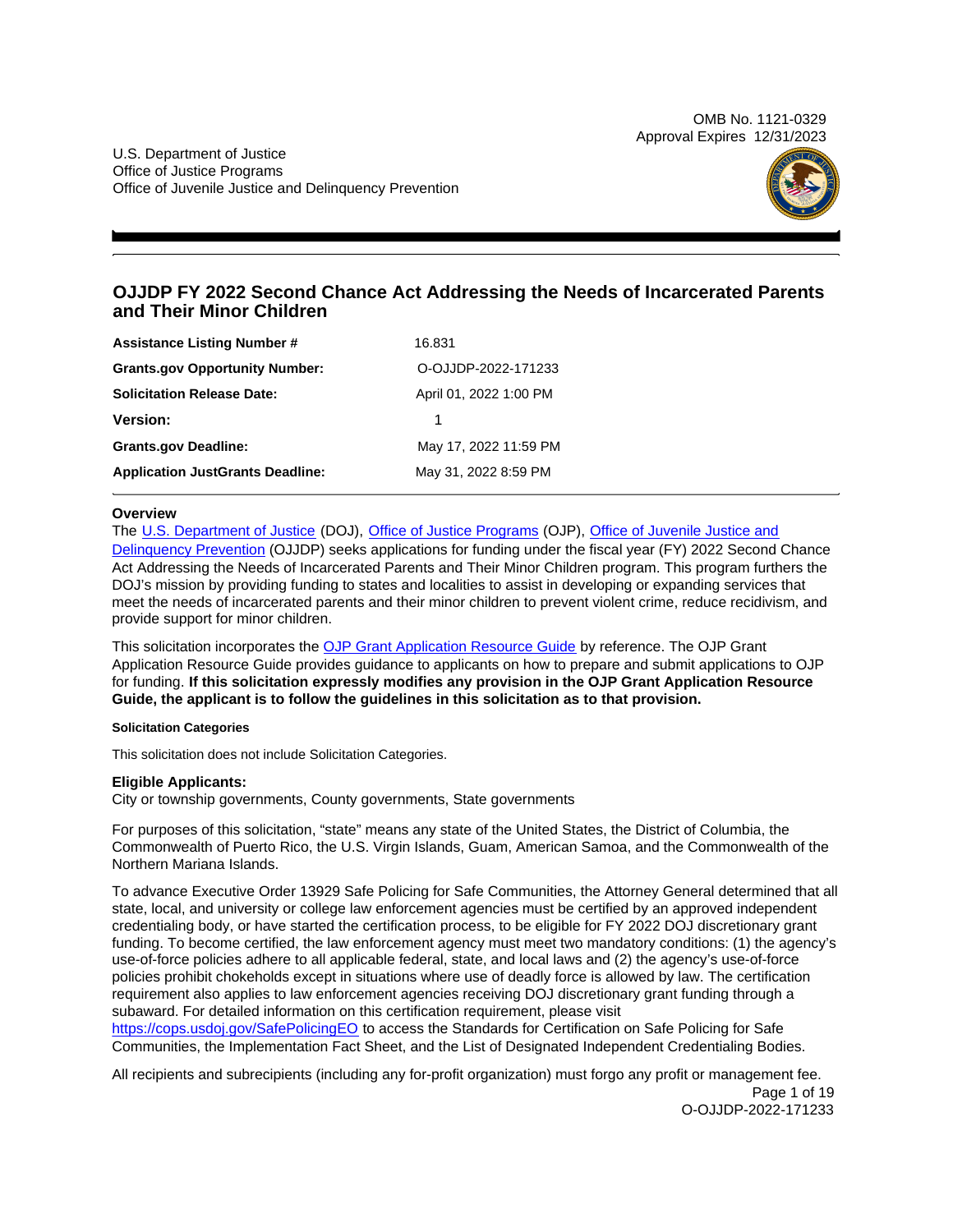OMB No. 1121-0329
Approval Expires 12/31/2023

U.S. Department of Justice
Office of Justice Programs
Office of Juvenile Justice and Delinquency Prevention

# OJJDP FY 2022 Second Chance Act Addressing the Needs of Incarcerated Parents and Their Minor Children

| | |
|---|---|
| **Assistance Listing Number #** | 16.831 |
| **Grants.gov Opportunity Number:** | O-OJJDP-2022-171233 |
| **Solicitation Release Date:** | April 01, 2022 1:00 PM |
| **Version:** | 1 |
| **Grants.gov Deadline:** | May 17, 2022 11:59 PM |
| **Application JustGrants Deadline:** | May 31, 2022 8:59 PM |

## Overview

The U.S. Department of Justice (DOJ), Office of Justice Programs (OJP), Office of Juvenile Justice and Delinquency Prevention (OJJDP) seeks applications for funding under the fiscal year (FY) 2022 Second Chance Act Addressing the Needs of Incarcerated Parents and Their Minor Children program. This program furthers the DOJ's mission by providing funding to states and localities to assist in developing or expanding services that meet the needs of incarcerated parents and their minor children to prevent violent crime, reduce recidivism, and provide support for minor children.

This solicitation incorporates the OJP Grant Application Resource Guide by reference. The OJP Grant Application Resource Guide provides guidance to applicants on how to prepare and submit applications to OJP for funding. **If this solicitation expressly modifies any provision in the OJP Grant Application Resource Guide, the applicant is to follow the guidelines in this solicitation as to that provision.**

#### Solicitation Categories

This solicitation does not include Solicitation Categories.

### Eligible Applicants:

City or township governments, County governments, State governments

For purposes of this solicitation, "state" means any state of the United States, the District of Columbia, the Commonwealth of Puerto Rico, the U.S. Virgin Islands, Guam, American Samoa, and the Commonwealth of the Northern Mariana Islands.

To advance Executive Order 13929 Safe Policing for Safe Communities, the Attorney General determined that all state, local, and university or college law enforcement agencies must be certified by an approved independent credentialing body, or have started the certification process, to be eligible for FY 2022 DOJ discretionary grant funding. To become certified, the law enforcement agency must meet two mandatory conditions: (1) the agency's use-of-force policies adhere to all applicable federal, state, and local laws and (2) the agency's use-of-force policies prohibit chokeholds except in situations where use of deadly force is allowed by law. The certification requirement also applies to law enforcement agencies receiving DOJ discretionary grant funding through a subaward. For detailed information on this certification requirement, please visit https://cops.usdoj.gov/SafePolicingEO to access the Standards for Certification on Safe Policing for Safe Communities, the Implementation Fact Sheet, and the List of Designated Independent Credentialing Bodies.

All recipients and subrecipients (including any for-profit organization) must forgo any profit or management fee.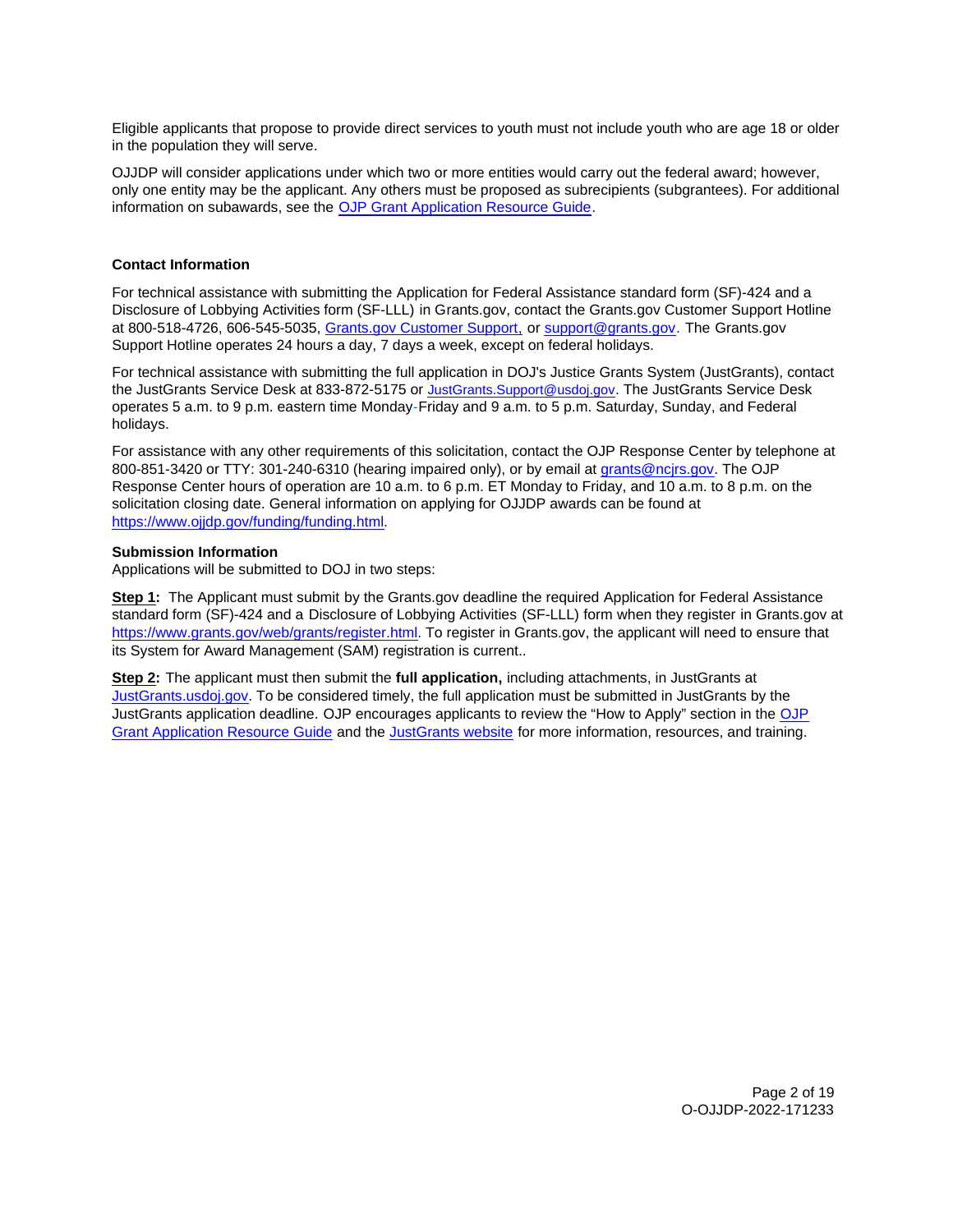Eligible applicants that propose to provide direct services to youth must not include youth who are age 18 or older in the population they will serve.

OJJDP will consider applications under which two or more entities would carry out the federal award; however, only one entity may be the applicant. Any others must be proposed as subrecipients (subgrantees). For additional information on subawards, see the [OJP Grant Application Resource Guide](#).

### Contact Information

For technical assistance with submitting the Application for Federal Assistance standard form (SF)-424 and a Disclosure of Lobbying Activities form (SF-LLL) in Grants.gov, contact the Grants.gov Customer Support Hotline at 800-518-4726, 606-545-5035, [Grants.gov Customer Support,](#) or [support@grants.gov](mailto:support@grants.gov). The Grants.gov Support Hotline operates 24 hours a day, 7 days a week, except on federal holidays.

For technical assistance with submitting the full application in DOJ's Justice Grants System (JustGrants), contact the JustGrants Service Desk at 833-872-5175 or [JustGrants.Support@usdoj.gov](mailto:JustGrants.Support@usdoj.gov). The JustGrants Service Desk operates 5 a.m. to 9 p.m. eastern time Monday-Friday and 9 a.m. to 5 p.m. Saturday, Sunday, and Federal holidays.

For assistance with any other requirements of this solicitation, contact the OJP Response Center by telephone at 800-851-3420 or TTY: 301-240-6310 (hearing impaired only), or by email at [grants@ncjrs.gov](mailto:grants@ncjrs.gov). The OJP Response Center hours of operation are 10 a.m. to 6 p.m. ET Monday to Friday, and 10 a.m. to 8 p.m. on the solicitation closing date. General information on applying for OJJDP awards can be found at [https://www.ojjdp.gov/funding/funding.html](https://www.ojjdp.gov/funding/funding.html).

### Submission Information

Applications will be submitted to DOJ in two steps:

**Step 1:** The Applicant must submit by the Grants.gov deadline the required Application for Federal Assistance standard form (SF)-424 and a Disclosure of Lobbying Activities (SF-LLL) form when they register in Grants.gov at [https://www.grants.gov/web/grants/register.html](https://www.grants.gov/web/grants/register.html). To register in Grants.gov, the applicant will need to ensure that its System for Award Management (SAM) registration is current..

**Step 2:** The applicant must then submit the **full application,** including attachments, in JustGrants at [JustGrants.usdoj.gov](https://JustGrants.usdoj.gov). To be considered timely, the full application must be submitted in JustGrants by the JustGrants application deadline. OJP encourages applicants to review the "How to Apply" section in the [OJP Grant Application Resource Guide](#) and the [JustGrants website](#) for more information, resources, and training.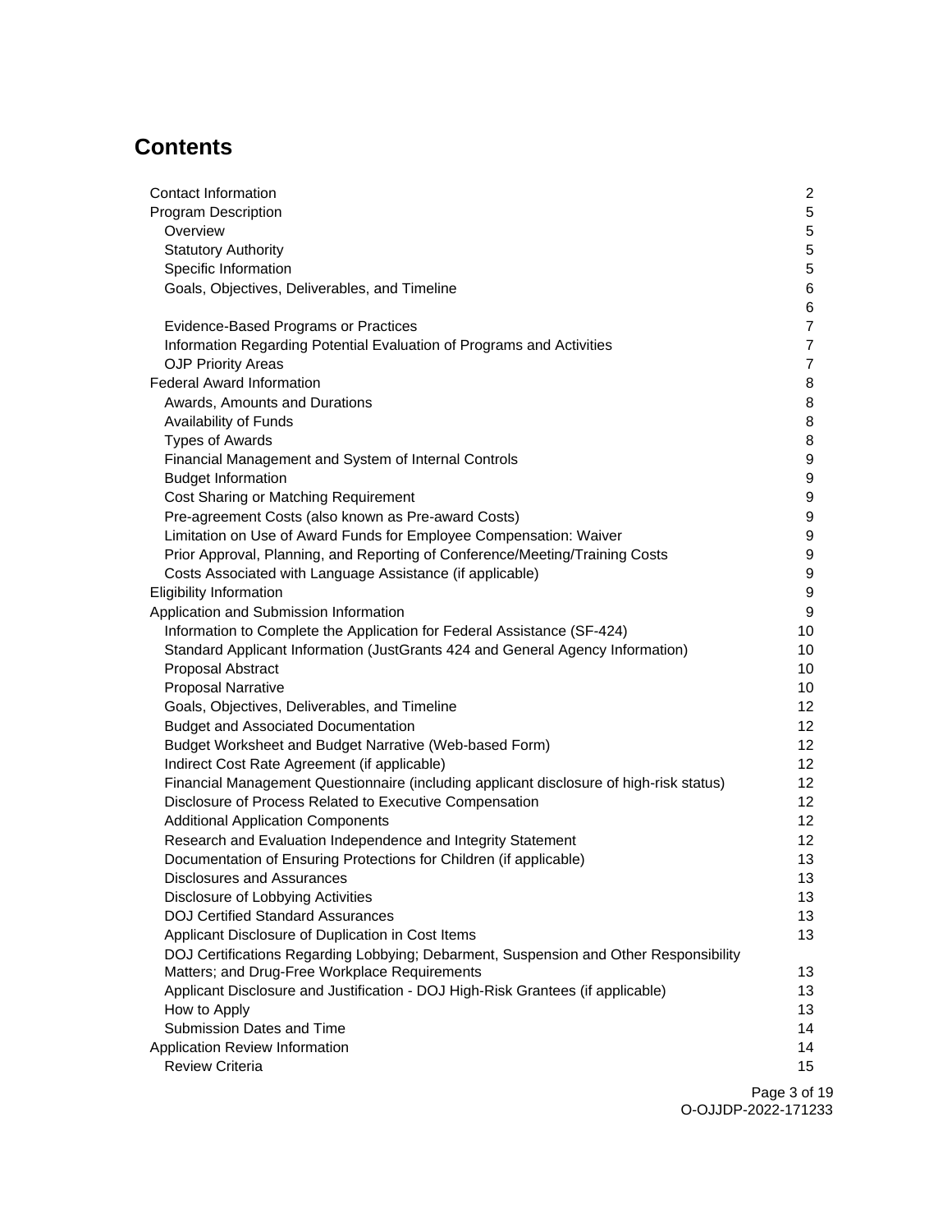## Contents

| | |
|---|---|
| Contact Information | 2 |
| Program Description | 5 |
| Overview | 5 |
| Statutory Authority | 5 |
| Specific Information | 5 |
| Goals, Objectives, Deliverables, and Timeline | 6 |
| | 6 |
| Evidence-Based Programs or Practices | 7 |
| Information Regarding Potential Evaluation of Programs and Activities | 7 |
| OJP Priority Areas | 7 |
| Federal Award Information | 8 |
| Awards, Amounts and Durations | 8 |
| Availability of Funds | 8 |
| Types of Awards | 8 |
| Financial Management and System of Internal Controls | 9 |
| Budget Information | 9 |
| Cost Sharing or Matching Requirement | 9 |
| Pre-agreement Costs (also known as Pre-award Costs) | 9 |
| Limitation on Use of Award Funds for Employee Compensation: Waiver | 9 |
| Prior Approval, Planning, and Reporting of Conference/Meeting/Training Costs | 9 |
| Costs Associated with Language Assistance (if applicable) | 9 |
| Eligibility Information | 9 |
| Application and Submission Information | 9 |
| Information to Complete the Application for Federal Assistance (SF-424) | 10 |
| Standard Applicant Information (JustGrants 424 and General Agency Information) | 10 |
| Proposal Abstract | 10 |
| Proposal Narrative | 10 |
| Goals, Objectives, Deliverables, and Timeline | 12 |
| Budget and Associated Documentation | 12 |
| Budget Worksheet and Budget Narrative (Web-based Form) | 12 |
| Indirect Cost Rate Agreement (if applicable) | 12 |
| Financial Management Questionnaire (including applicant disclosure of high-risk status) | 12 |
| Disclosure of Process Related to Executive Compensation | 12 |
| Additional Application Components | 12 |
| Research and Evaluation Independence and Integrity Statement | 12 |
| Documentation of Ensuring Protections for Children (if applicable) | 13 |
| Disclosures and Assurances | 13 |
| Disclosure of Lobbying Activities | 13 |
| DOJ Certified Standard Assurances | 13 |
| Applicant Disclosure of Duplication in Cost Items | 13 |
| DOJ Certifications Regarding Lobbying; Debarment, Suspension and Other Responsibility Matters; and Drug-Free Workplace Requirements | 13 |
| Applicant Disclosure and Justification - DOJ High-Risk Grantees (if applicable) | 13 |
| How to Apply | 13 |
| Submission Dates and Time | 14 |
| Application Review Information | 14 |
| Review Criteria | 15 |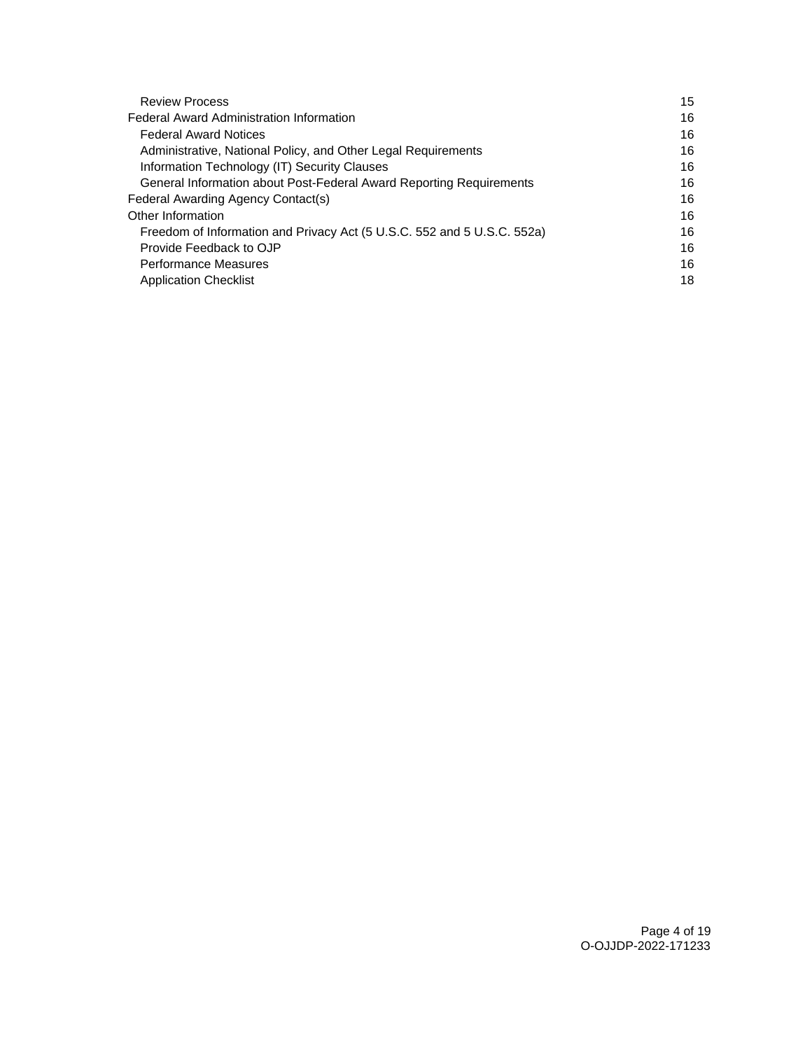| | |
|---|---|
| Review Process | 15 |
| Federal Award Administration Information | 16 |
| Federal Award Notices | 16 |
| Administrative, National Policy, and Other Legal Requirements | 16 |
| Information Technology (IT) Security Clauses | 16 |
| General Information about Post-Federal Award Reporting Requirements | 16 |
| Federal Awarding Agency Contact(s) | 16 |
| Other Information | 16 |
| Freedom of Information and Privacy Act (5 U.S.C. 552 and 5 U.S.C. 552a) | 16 |
| Provide Feedback to OJP | 16 |
| Performance Measures | 16 |
| Application Checklist | 18 |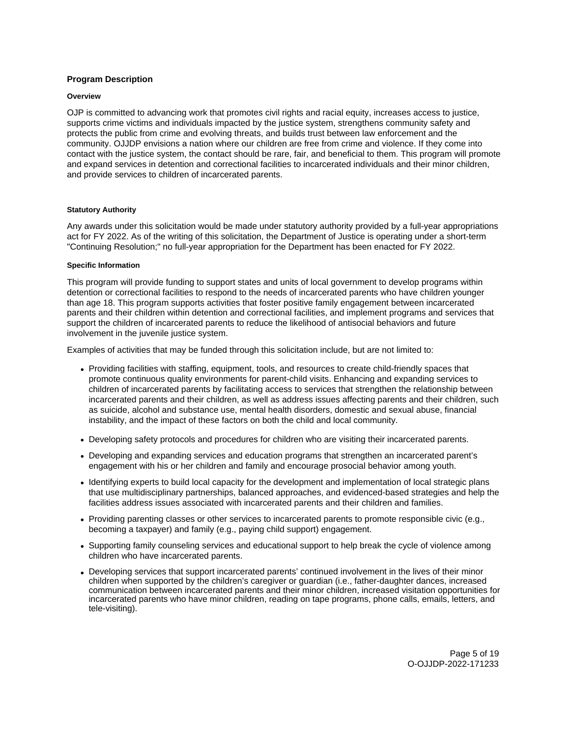## Program Description

### Overview

OJP is committed to advancing work that promotes civil rights and racial equity, increases access to justice, supports crime victims and individuals impacted by the justice system, strengthens community safety and protects the public from crime and evolving threats, and builds trust between law enforcement and the community. OJJDP envisions a nation where our children are free from crime and violence. If they come into contact with the justice system, the contact should be rare, fair, and beneficial to them. This program will promote and expand services in detention and correctional facilities to incarcerated individuals and their minor children, and provide services to children of incarcerated parents.

### Statutory Authority

Any awards under this solicitation would be made under statutory authority provided by a full-year appropriations act for FY 2022. As of the writing of this solicitation, the Department of Justice is operating under a short-term "Continuing Resolution;" no full-year appropriation for the Department has been enacted for FY 2022.

### Specific Information

This program will provide funding to support states and units of local government to develop programs within detention or correctional facilities to respond to the needs of incarcerated parents who have children younger than age 18. This program supports activities that foster positive family engagement between incarcerated parents and their children within detention and correctional facilities, and implement programs and services that support the children of incarcerated parents to reduce the likelihood of antisocial behaviors and future involvement in the juvenile justice system.

Examples of activities that may be funded through this solicitation include, but are not limited to:

- Providing facilities with staffing, equipment, tools, and resources to create child-friendly spaces that promote continuous quality environments for parent-child visits. Enhancing and expanding services to children of incarcerated parents by facilitating access to services that strengthen the relationship between incarcerated parents and their children, as well as address issues affecting parents and their children, such as suicide, alcohol and substance use, mental health disorders, domestic and sexual abuse, financial instability, and the impact of these factors on both the child and local community.
- Developing safety protocols and procedures for children who are visiting their incarcerated parents.
- Developing and expanding services and education programs that strengthen an incarcerated parent's engagement with his or her children and family and encourage prosocial behavior among youth.
- Identifying experts to build local capacity for the development and implementation of local strategic plans that use multidisciplinary partnerships, balanced approaches, and evidenced-based strategies and help the facilities address issues associated with incarcerated parents and their children and families.
- Providing parenting classes or other services to incarcerated parents to promote responsible civic (e.g., becoming a taxpayer) and family (e.g., paying child support) engagement.
- Supporting family counseling services and educational support to help break the cycle of violence among children who have incarcerated parents.
- Developing services that support incarcerated parents' continued involvement in the lives of their minor children when supported by the children's caregiver or guardian (i.e., father-daughter dances, increased communication between incarcerated parents and their minor children, increased visitation opportunities for incarcerated parents who have minor children, reading on tape programs, phone calls, emails, letters, and tele-visiting).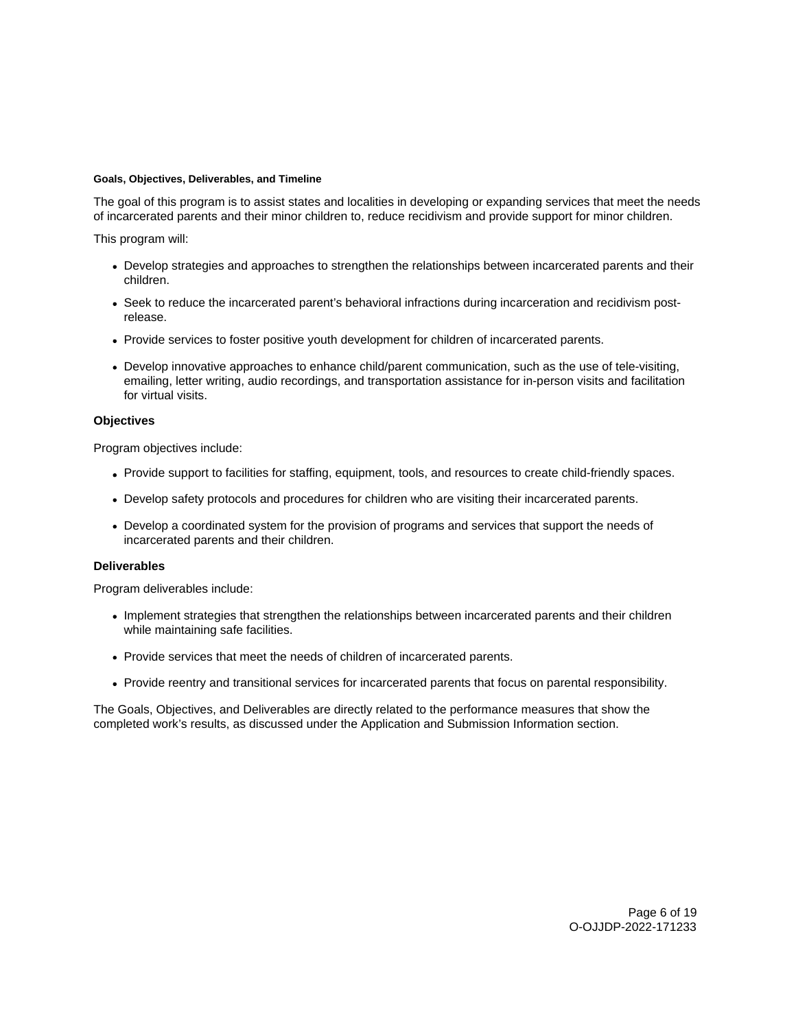#### Goals, Objectives, Deliverables, and Timeline

The goal of this program is to assist states and localities in developing or expanding services that meet the needs of incarcerated parents and their minor children to, reduce recidivism and provide support for minor children.

This program will:

- Develop strategies and approaches to strengthen the relationships between incarcerated parents and their children.
- Seek to reduce the incarcerated parent's behavioral infractions during incarceration and recidivism post-release.
- Provide services to foster positive youth development for children of incarcerated parents.
- Develop innovative approaches to enhance child/parent communication, such as the use of tele-visiting, emailing, letter writing, audio recordings, and transportation assistance for in-person visits and facilitation for virtual visits.

### Objectives

Program objectives include:

- Provide support to facilities for staffing, equipment, tools, and resources to create child-friendly spaces.
- Develop safety protocols and procedures for children who are visiting their incarcerated parents.
- Develop a coordinated system for the provision of programs and services that support the needs of incarcerated parents and their children.

### Deliverables

Program deliverables include:

- Implement strategies that strengthen the relationships between incarcerated parents and their children while maintaining safe facilities.
- Provide services that meet the needs of children of incarcerated parents.
- Provide reentry and transitional services for incarcerated parents that focus on parental responsibility.

The Goals, Objectives, and Deliverables are directly related to the performance measures that show the completed work's results, as discussed under the Application and Submission Information section.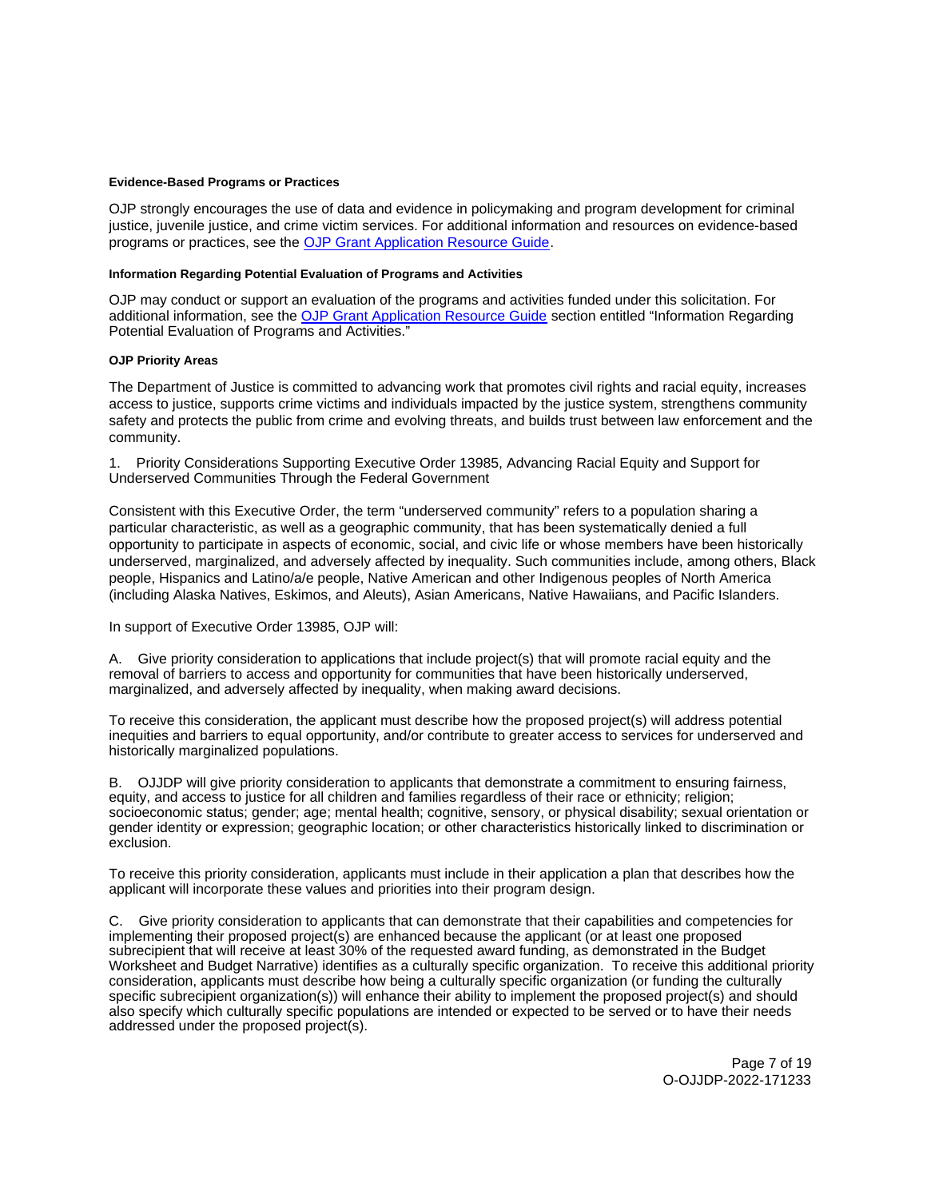#### Evidence-Based Programs or Practices

OJP strongly encourages the use of data and evidence in policymaking and program development for criminal justice, juvenile justice, and crime victim services. For additional information and resources on evidence-based programs or practices, see the [OJP Grant Application Resource Guide](#).

#### Information Regarding Potential Evaluation of Programs and Activities

OJP may conduct or support an evaluation of the programs and activities funded under this solicitation. For additional information, see the [OJP Grant Application Resource Guide](#) section entitled "Information Regarding Potential Evaluation of Programs and Activities."

#### OJP Priority Areas

The Department of Justice is committed to advancing work that promotes civil rights and racial equity, increases access to justice, supports crime victims and individuals impacted by the justice system, strengthens community safety and protects the public from crime and evolving threats, and builds trust between law enforcement and the community.

1. Priority Considerations Supporting Executive Order 13985, Advancing Racial Equity and Support for Underserved Communities Through the Federal Government

Consistent with this Executive Order, the term "underserved community" refers to a population sharing a particular characteristic, as well as a geographic community, that has been systematically denied a full opportunity to participate in aspects of economic, social, and civic life or whose members have been historically underserved, marginalized, and adversely affected by inequality. Such communities include, among others, Black people, Hispanics and Latino/a/e people, Native American and other Indigenous peoples of North America (including Alaska Natives, Eskimos, and Aleuts), Asian Americans, Native Hawaiians, and Pacific Islanders.

In support of Executive Order 13985, OJP will:

A. Give priority consideration to applications that include project(s) that will promote racial equity and the removal of barriers to access and opportunity for communities that have been historically underserved, marginalized, and adversely affected by inequality, when making award decisions.

To receive this consideration, the applicant must describe how the proposed project(s) will address potential inequities and barriers to equal opportunity, and/or contribute to greater access to services for underserved and historically marginalized populations.

B. OJJDP will give priority consideration to applicants that demonstrate a commitment to ensuring fairness, equity, and access to justice for all children and families regardless of their race or ethnicity; religion; socioeconomic status; gender; age; mental health; cognitive, sensory, or physical disability; sexual orientation or gender identity or expression; geographic location; or other characteristics historically linked to discrimination or exclusion.

To receive this priority consideration, applicants must include in their application a plan that describes how the applicant will incorporate these values and priorities into their program design.

C. Give priority consideration to applicants that can demonstrate that their capabilities and competencies for implementing their proposed project(s) are enhanced because the applicant (or at least one proposed subrecipient that will receive at least 30% of the requested award funding, as demonstrated in the Budget Worksheet and Budget Narrative) identifies as a culturally specific organization. To receive this additional priority consideration, applicants must describe how being a culturally specific organization (or funding the culturally specific subrecipient organization(s)) will enhance their ability to implement the proposed project(s) and should also specify which culturally specific populations are intended or expected to be served or to have their needs addressed under the proposed project(s).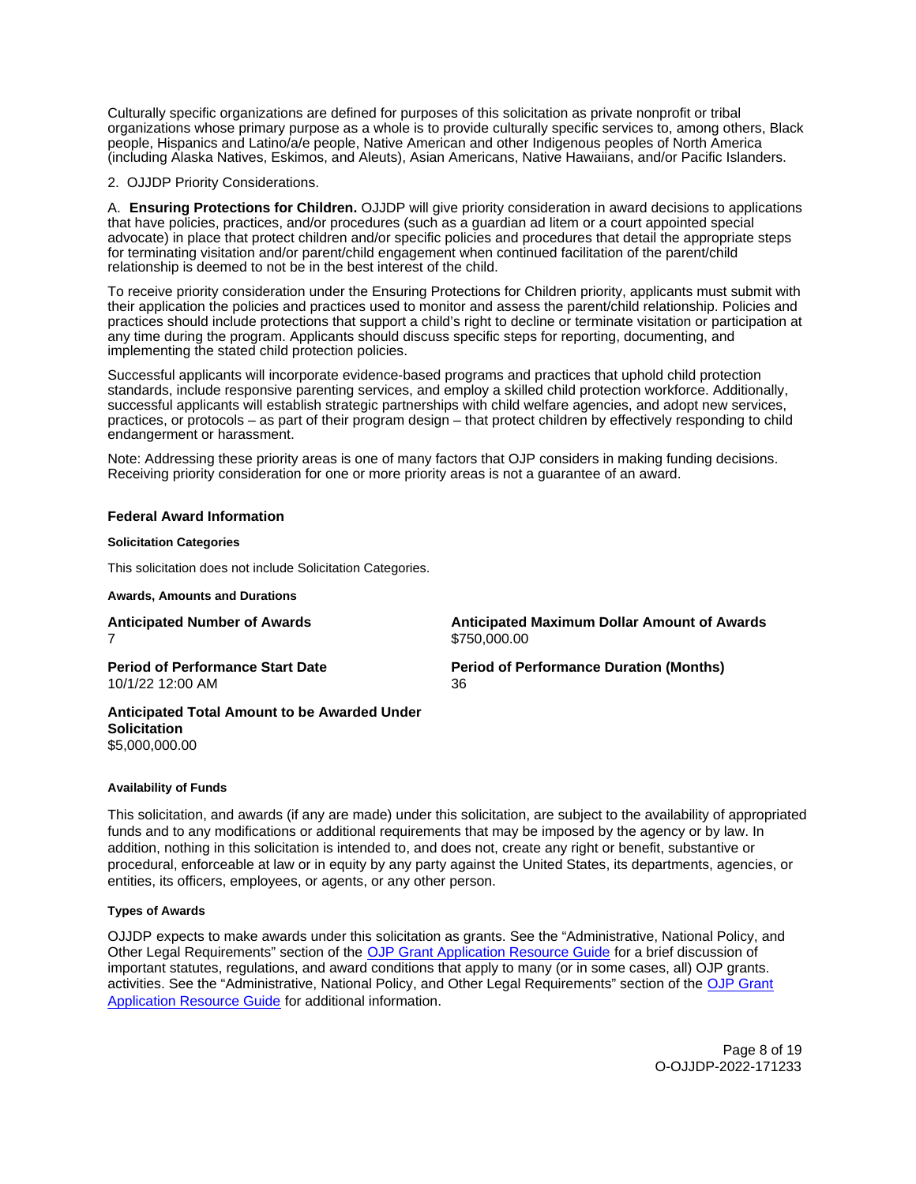Culturally specific organizations are defined for purposes of this solicitation as private nonprofit or tribal organizations whose primary purpose as a whole is to provide culturally specific services to, among others, Black people, Hispanics and Latino/a/e people, Native American and other Indigenous peoples of North America (including Alaska Natives, Eskimos, and Aleuts), Asian Americans, Native Hawaiians, and/or Pacific Islanders.

2. OJJDP Priority Considerations.

A. **Ensuring Protections for Children.** OJJDP will give priority consideration in award decisions to applications that have policies, practices, and/or procedures (such as a guardian ad litem or a court appointed special advocate) in place that protect children and/or specific policies and procedures that detail the appropriate steps for terminating visitation and/or parent/child engagement when continued facilitation of the parent/child relationship is deemed to not be in the best interest of the child.

To receive priority consideration under the Ensuring Protections for Children priority, applicants must submit with their application the policies and practices used to monitor and assess the parent/child relationship. Policies and practices should include protections that support a child's right to decline or terminate visitation or participation at any time during the program. Applicants should discuss specific steps for reporting, documenting, and implementing the stated child protection policies.

Successful applicants will incorporate evidence-based programs and practices that uphold child protection standards, include responsive parenting services, and employ a skilled child protection workforce. Additionally, successful applicants will establish strategic partnerships with child welfare agencies, and adopt new services, practices, or protocols – as part of their program design – that protect children by effectively responding to child endangerment or harassment.

Note: Addressing these priority areas is one of many factors that OJP considers in making funding decisions. Receiving priority consideration for one or more priority areas is not a guarantee of an award.

## Federal Award Information

#### Solicitation Categories

This solicitation does not include Solicitation Categories.

#### Awards, Amounts and Durations

**Anticipated Number of Awards**
7

**Anticipated Maximum Dollar Amount of Awards**
$750,000.00

**Period of Performance Start Date**
10/1/22 12:00 AM

**Period of Performance Duration (Months)**
36

**Anticipated Total Amount to be Awarded Under Solicitation**
$5,000,000.00

#### Availability of Funds

This solicitation, and awards (if any are made) under this solicitation, are subject to the availability of appropriated funds and to any modifications or additional requirements that may be imposed by the agency or by law. In addition, nothing in this solicitation is intended to, and does not, create any right or benefit, substantive or procedural, enforceable at law or in equity by any party against the United States, its departments, agencies, or entities, its officers, employees, or agents, or any other person.

#### Types of Awards

OJJDP expects to make awards under this solicitation as grants. See the "Administrative, National Policy, and Other Legal Requirements" section of the OJP Grant Application Resource Guide for a brief discussion of important statutes, regulations, and award conditions that apply to many (or in some cases, all) OJP grants. activities. See the "Administrative, National Policy, and Other Legal Requirements" section of the OJP Grant Application Resource Guide for additional information.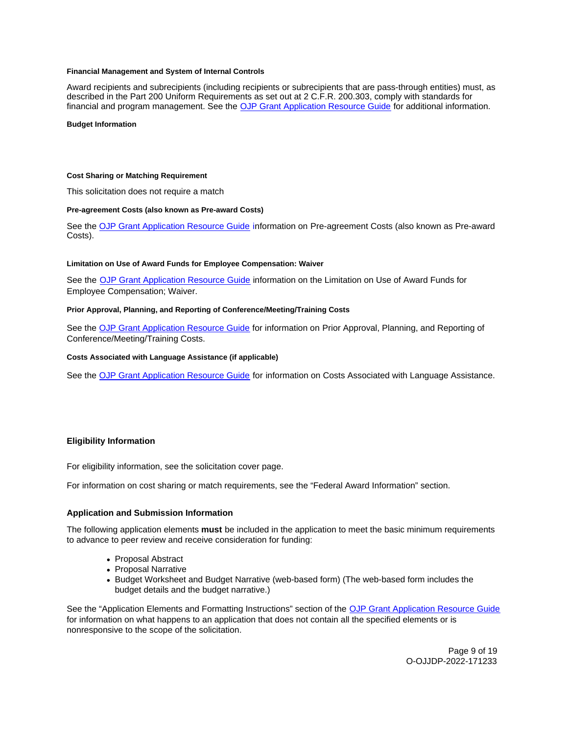#### Financial Management and System of Internal Controls

Award recipients and subrecipients (including recipients or subrecipients that are pass-through entities) must, as described in the Part 200 Uniform Requirements as set out at 2 C.F.R. 200.303, comply with standards for financial and program management. See the OJP Grant Application Resource Guide for additional information.

#### Budget Information

#### Cost Sharing or Matching Requirement

This solicitation does not require a match

#### Pre-agreement Costs (also known as Pre-award Costs)

See the OJP Grant Application Resource Guide information on Pre-agreement Costs (also known as Pre-award Costs).

#### Limitation on Use of Award Funds for Employee Compensation: Waiver

See the OJP Grant Application Resource Guide information on the Limitation on Use of Award Funds for Employee Compensation; Waiver.

#### Prior Approval, Planning, and Reporting of Conference/Meeting/Training Costs

See the OJP Grant Application Resource Guide for information on Prior Approval, Planning, and Reporting of Conference/Meeting/Training Costs.

#### Costs Associated with Language Assistance (if applicable)

See the OJP Grant Application Resource Guide for information on Costs Associated with Language Assistance.

### Eligibility Information

For eligibility information, see the solicitation cover page.

For information on cost sharing or match requirements, see the "Federal Award Information" section.

### Application and Submission Information

The following application elements **must** be included in the application to meet the basic minimum requirements to advance to peer review and receive consideration for funding:

- Proposal Abstract
- Proposal Narrative
- Budget Worksheet and Budget Narrative (web-based form) (The web-based form includes the budget details and the budget narrative.)

See the "Application Elements and Formatting Instructions" section of the OJP Grant Application Resource Guide for information on what happens to an application that does not contain all the specified elements or is nonresponsive to the scope of the solicitation.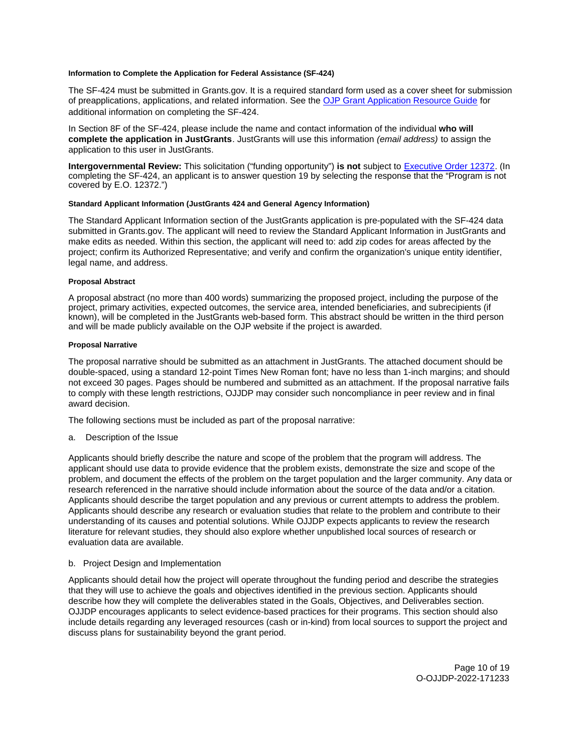#### Information to Complete the Application for Federal Assistance (SF-424)

The SF-424 must be submitted in Grants.gov. It is a required standard form used as a cover sheet for submission of preapplications, applications, and related information. See the [OJP Grant Application Resource Guide] for additional information on completing the SF-424.

In Section 8F of the SF-424, please include the name and contact information of the individual **who will complete the application in JustGrants**. JustGrants will use this information *(email address)* to assign the application to this user in JustGrants.

**Intergovernmental Review:** This solicitation ("funding opportunity") **is not** subject to [Executive Order 12372]. (In completing the SF-424, an applicant is to answer question 19 by selecting the response that the "Program is not covered by E.O. 12372.")

#### Standard Applicant Information (JustGrants 424 and General Agency Information)

The Standard Applicant Information section of the JustGrants application is pre-populated with the SF-424 data submitted in Grants.gov. The applicant will need to review the Standard Applicant Information in JustGrants and make edits as needed. Within this section, the applicant will need to: add zip codes for areas affected by the project; confirm its Authorized Representative; and verify and confirm the organization's unique entity identifier, legal name, and address.

#### Proposal Abstract

A proposal abstract (no more than 400 words) summarizing the proposed project, including the purpose of the project, primary activities, expected outcomes, the service area, intended beneficiaries, and subrecipients (if known), will be completed in the JustGrants web-based form. This abstract should be written in the third person and will be made publicly available on the OJP website if the project is awarded.

#### Proposal Narrative

The proposal narrative should be submitted as an attachment in JustGrants. The attached document should be double-spaced, using a standard 12-point Times New Roman font; have no less than 1-inch margins; and should not exceed 30 pages. Pages should be numbered and submitted as an attachment. If the proposal narrative fails to comply with these length restrictions, OJJDP may consider such noncompliance in peer review and in final award decision.

The following sections must be included as part of the proposal narrative:

a. Description of the Issue

Applicants should briefly describe the nature and scope of the problem that the program will address. The applicant should use data to provide evidence that the problem exists, demonstrate the size and scope of the problem, and document the effects of the problem on the target population and the larger community. Any data or research referenced in the narrative should include information about the source of the data and/or a citation. Applicants should describe the target population and any previous or current attempts to address the problem. Applicants should describe any research or evaluation studies that relate to the problem and contribute to their understanding of its causes and potential solutions. While OJJDP expects applicants to review the research literature for relevant studies, they should also explore whether unpublished local sources of research or evaluation data are available.

b. Project Design and Implementation

Applicants should detail how the project will operate throughout the funding period and describe the strategies that they will use to achieve the goals and objectives identified in the previous section. Applicants should describe how they will complete the deliverables stated in the Goals, Objectives, and Deliverables section. OJJDP encourages applicants to select evidence-based practices for their programs. This section should also include details regarding any leveraged resources (cash or in-kind) from local sources to support the project and discuss plans for sustainability beyond the grant period.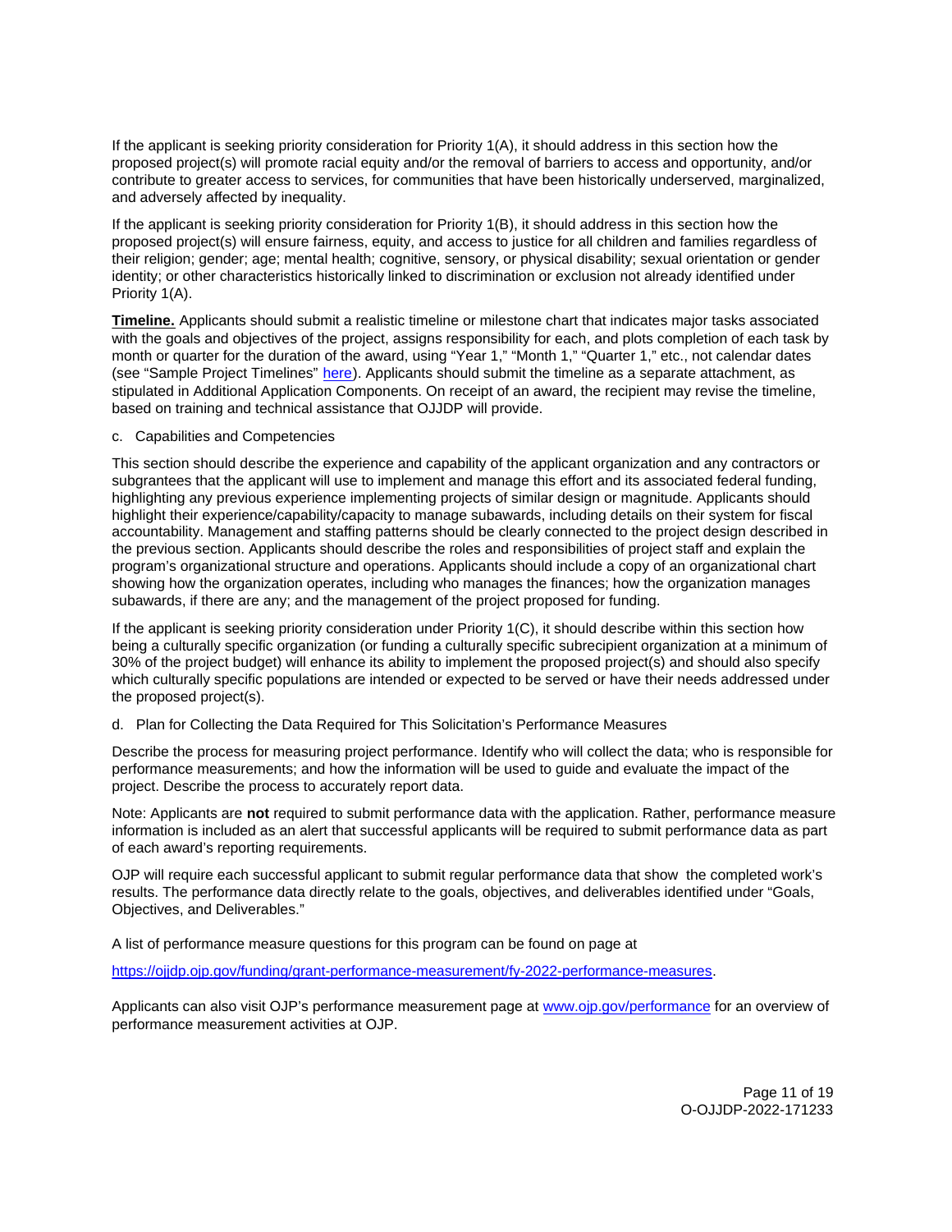If the applicant is seeking priority consideration for Priority 1(A), it should address in this section how the proposed project(s) will promote racial equity and/or the removal of barriers to access and opportunity, and/or contribute to greater access to services, for communities that have been historically underserved, marginalized, and adversely affected by inequality.

If the applicant is seeking priority consideration for Priority 1(B), it should address in this section how the proposed project(s) will ensure fairness, equity, and access to justice for all children and families regardless of their religion; gender; age; mental health; cognitive, sensory, or physical disability; sexual orientation or gender identity; or other characteristics historically linked to discrimination or exclusion not already identified under Priority 1(A).

**Timeline.** Applicants should submit a realistic timeline or milestone chart that indicates major tasks associated with the goals and objectives of the project, assigns responsibility for each, and plots completion of each task by month or quarter for the duration of the award, using "Year 1," "Month 1," "Quarter 1," etc., not calendar dates (see "Sample Project Timelines" here). Applicants should submit the timeline as a separate attachment, as stipulated in Additional Application Components. On receipt of an award, the recipient may revise the timeline, based on training and technical assistance that OJJDP will provide.

c. Capabilities and Competencies

This section should describe the experience and capability of the applicant organization and any contractors or subgrantees that the applicant will use to implement and manage this effort and its associated federal funding, highlighting any previous experience implementing projects of similar design or magnitude. Applicants should highlight their experience/capability/capacity to manage subawards, including details on their system for fiscal accountability. Management and staffing patterns should be clearly connected to the project design described in the previous section. Applicants should describe the roles and responsibilities of project staff and explain the program's organizational structure and operations. Applicants should include a copy of an organizational chart showing how the organization operates, including who manages the finances; how the organization manages subawards, if there are any; and the management of the project proposed for funding.

If the applicant is seeking priority consideration under Priority 1(C), it should describe within this section how being a culturally specific organization (or funding a culturally specific subrecipient organization at a minimum of 30% of the project budget) will enhance its ability to implement the proposed project(s) and should also specify which culturally specific populations are intended or expected to be served or have their needs addressed under the proposed project(s).

d. Plan for Collecting the Data Required for This Solicitation's Performance Measures

Describe the process for measuring project performance. Identify who will collect the data; who is responsible for performance measurements; and how the information will be used to guide and evaluate the impact of the project. Describe the process to accurately report data.

Note: Applicants are **not** required to submit performance data with the application. Rather, performance measure information is included as an alert that successful applicants will be required to submit performance data as part of each award's reporting requirements.

OJP will require each successful applicant to submit regular performance data that show the completed work's results. The performance data directly relate to the goals, objectives, and deliverables identified under "Goals, Objectives, and Deliverables."

A list of performance measure questions for this program can be found on page at

https://ojjdp.ojp.gov/funding/grant-performance-measurement/fy-2022-performance-measures.

Applicants can also visit OJP's performance measurement page at www.ojp.gov/performance for an overview of performance measurement activities at OJP.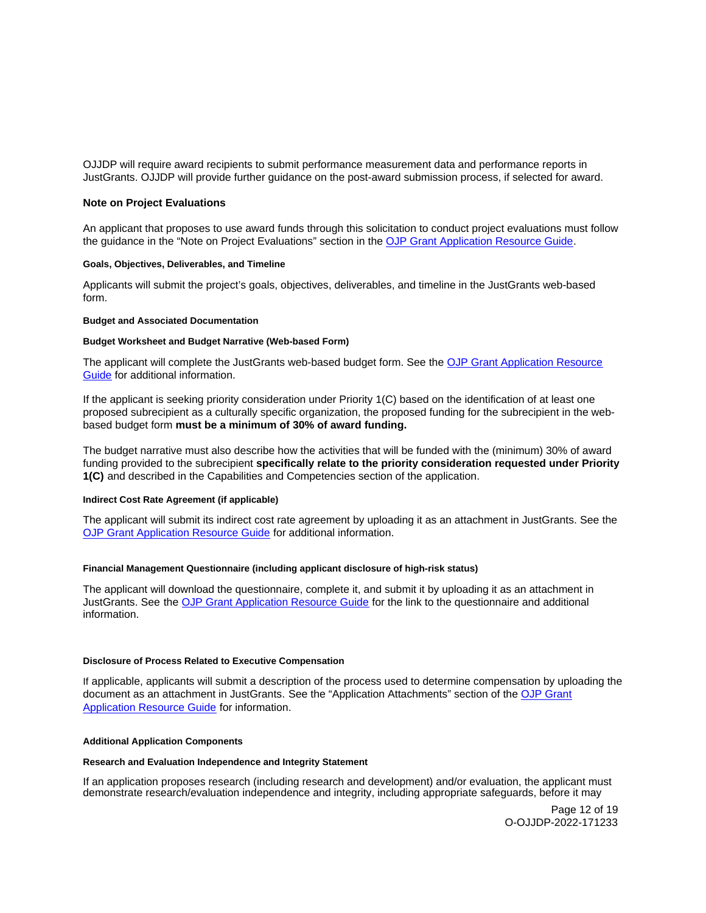OJJDP will require award recipients to submit performance measurement data and performance reports in JustGrants. OJJDP will provide further guidance on the post-award submission process, if selected for award.

### Note on Project Evaluations

An applicant that proposes to use award funds through this solicitation to conduct project evaluations must follow the guidance in the "Note on Project Evaluations" section in the OJP Grant Application Resource Guide.

#### Goals, Objectives, Deliverables, and Timeline

Applicants will submit the project's goals, objectives, deliverables, and timeline in the JustGrants web-based form.

#### Budget and Associated Documentation

#### Budget Worksheet and Budget Narrative (Web-based Form)

The applicant will complete the JustGrants web-based budget form. See the OJP Grant Application Resource Guide for additional information.

If the applicant is seeking priority consideration under Priority 1(C) based on the identification of at least one proposed subrecipient as a culturally specific organization, the proposed funding for the subrecipient in the web-based budget form **must be a minimum of 30% of award funding.**

The budget narrative must also describe how the activities that will be funded with the (minimum) 30% of award funding provided to the subrecipient **specifically relate to the priority consideration requested under Priority 1(C)** and described in the Capabilities and Competencies section of the application.

#### Indirect Cost Rate Agreement (if applicable)

The applicant will submit its indirect cost rate agreement by uploading it as an attachment in JustGrants. See the OJP Grant Application Resource Guide for additional information.

#### Financial Management Questionnaire (including applicant disclosure of high-risk status)

The applicant will download the questionnaire, complete it, and submit it by uploading it as an attachment in JustGrants. See the OJP Grant Application Resource Guide for the link to the questionnaire and additional information.

#### Disclosure of Process Related to Executive Compensation

If applicable, applicants will submit a description of the process used to determine compensation by uploading the document as an attachment in JustGrants. See the "Application Attachments" section of the OJP Grant Application Resource Guide for information.

#### Additional Application Components

#### Research and Evaluation Independence and Integrity Statement

If an application proposes research (including research and development) and/or evaluation, the applicant must demonstrate research/evaluation independence and integrity, including appropriate safeguards, before it may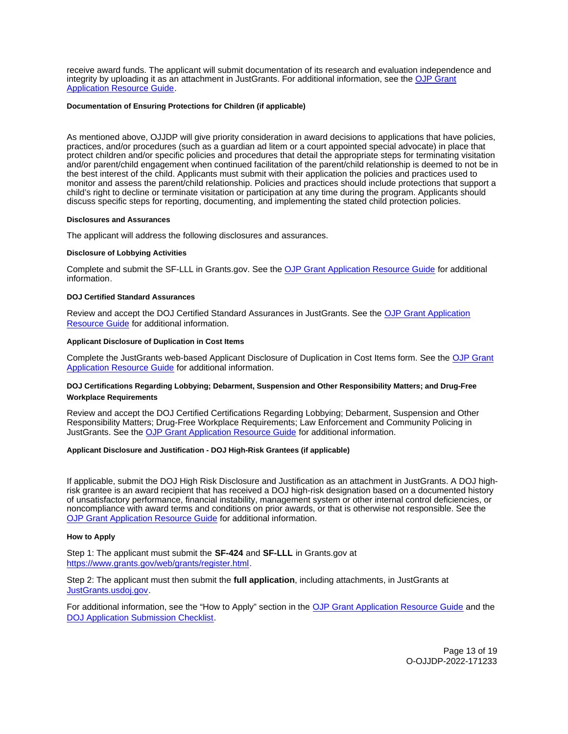receive award funds. The applicant will submit documentation of its research and evaluation independence and integrity by uploading it as an attachment in JustGrants. For additional information, see the [OJP Grant Application Resource Guide](#).

#### Documentation of Ensuring Protections for Children (if applicable)

As mentioned above, OJJDP will give priority consideration in award decisions to applications that have policies, practices, and/or procedures (such as a guardian ad litem or a court appointed special advocate) in place that protect children and/or specific policies and procedures that detail the appropriate steps for terminating visitation and/or parent/child engagement when continued facilitation of the parent/child relationship is deemed to not be in the best interest of the child. Applicants must submit with their application the policies and practices used to monitor and assess the parent/child relationship. Policies and practices should include protections that support a child's right to decline or terminate visitation or participation at any time during the program. Applicants should discuss specific steps for reporting, documenting, and implementing the stated child protection policies.

#### Disclosures and Assurances

The applicant will address the following disclosures and assurances.

#### Disclosure of Lobbying Activities

Complete and submit the SF-LLL in Grants.gov. See the [OJP Grant Application Resource Guide](#) for additional information.

#### DOJ Certified Standard Assurances

Review and accept the DOJ Certified Standard Assurances in JustGrants. See the [OJP Grant Application Resource Guide](#) for additional information.

#### Applicant Disclosure of Duplication in Cost Items

Complete the JustGrants web-based Applicant Disclosure of Duplication in Cost Items form. See the [OJP Grant Application Resource Guide](#) for additional information.

#### DOJ Certifications Regarding Lobbying; Debarment, Suspension and Other Responsibility Matters; and Drug-Free Workplace Requirements

Review and accept the DOJ Certified Certifications Regarding Lobbying; Debarment, Suspension and Other Responsibility Matters; Drug-Free Workplace Requirements; Law Enforcement and Community Policing in JustGrants. See the [OJP Grant Application Resource Guide](#) for additional information.

#### Applicant Disclosure and Justification - DOJ High-Risk Grantees (if applicable)

If applicable, submit the DOJ High Risk Disclosure and Justification as an attachment in JustGrants. A DOJ high-risk grantee is an award recipient that has received a DOJ high-risk designation based on a documented history of unsatisfactory performance, financial instability, management system or other internal control deficiencies, or noncompliance with award terms and conditions on prior awards, or that is otherwise not responsible. See the [OJP Grant Application Resource Guide](#) for additional information.

#### How to Apply

Step 1: The applicant must submit the **SF-424** and **SF-LLL** in Grants.gov at [https://www.grants.gov/web/grants/register.html](https://www.grants.gov/web/grants/register.html).

Step 2: The applicant must then submit the **full application**, including attachments, in JustGrants at [JustGrants.usdoj.gov](https://JustGrants.usdoj.gov).

For additional information, see the "How to Apply" section in the [OJP Grant Application Resource Guide](#) and the [DOJ Application Submission Checklist](#).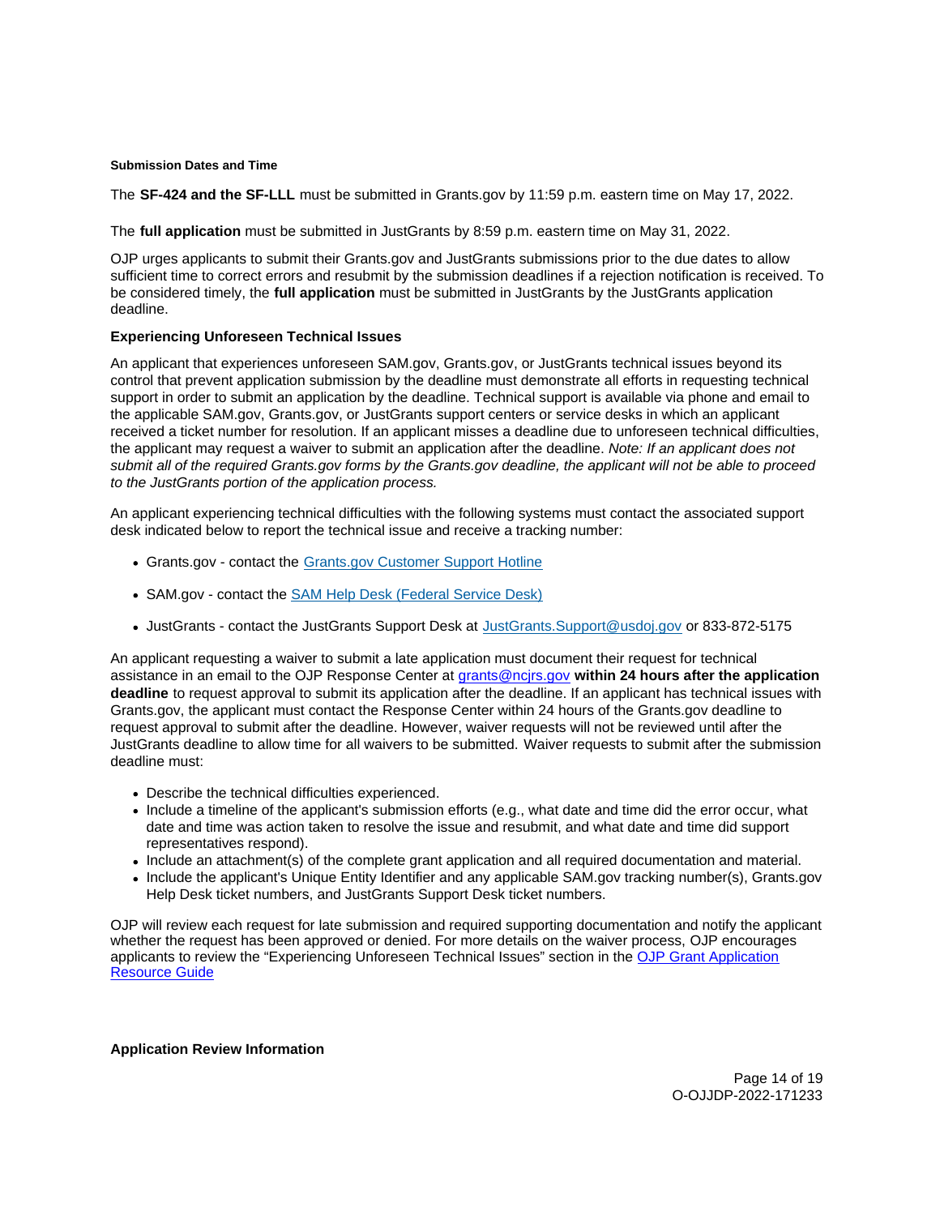#### Submission Dates and Time

The **SF-424 and the SF-LLL** must be submitted in Grants.gov by 11:59 p.m. eastern time on May 17, 2022.

The **full application** must be submitted in JustGrants by 8:59 p.m. eastern time on May 31, 2022.

OJP urges applicants to submit their Grants.gov and JustGrants submissions prior to the due dates to allow sufficient time to correct errors and resubmit by the submission deadlines if a rejection notification is received. To be considered timely, the **full application** must be submitted in JustGrants by the JustGrants application deadline.

#### Experiencing Unforeseen Technical Issues

An applicant that experiences unforeseen SAM.gov, Grants.gov, or JustGrants technical issues beyond its control that prevent application submission by the deadline must demonstrate all efforts in requesting technical support in order to submit an application by the deadline. Technical support is available via phone and email to the applicable SAM.gov, Grants.gov, or JustGrants support centers or service desks in which an applicant received a ticket number for resolution. If an applicant misses a deadline due to unforeseen technical difficulties, the applicant may request a waiver to submit an application after the deadline. *Note: If an applicant does not submit all of the required Grants.gov forms by the Grants.gov deadline, the applicant will not be able to proceed to the JustGrants portion of the application process.*

An applicant experiencing technical difficulties with the following systems must contact the associated support desk indicated below to report the technical issue and receive a tracking number:

- Grants.gov - contact the Grants.gov Customer Support Hotline
- SAM.gov - contact the SAM Help Desk (Federal Service Desk)
- JustGrants - contact the JustGrants Support Desk at JustGrants.Support@usdoj.gov or 833-872-5175

An applicant requesting a waiver to submit a late application must document their request for technical assistance in an email to the OJP Response Center at grants@ncjrs.gov **within 24 hours after the application deadline** to request approval to submit its application after the deadline. If an applicant has technical issues with Grants.gov, the applicant must contact the Response Center within 24 hours of the Grants.gov deadline to request approval to submit after the deadline. However, waiver requests will not be reviewed until after the JustGrants deadline to allow time for all waivers to be submitted. Waiver requests to submit after the submission deadline must:

- Describe the technical difficulties experienced.
- Include a timeline of the applicant's submission efforts (e.g., what date and time did the error occur, what date and time was action taken to resolve the issue and resubmit, and what date and time did support representatives respond).
- Include an attachment(s) of the complete grant application and all required documentation and material.
- Include the applicant's Unique Entity Identifier and any applicable SAM.gov tracking number(s), Grants.gov Help Desk ticket numbers, and JustGrants Support Desk ticket numbers.

OJP will review each request for late submission and required supporting documentation and notify the applicant whether the request has been approved or denied. For more details on the waiver process, OJP encourages applicants to review the "Experiencing Unforeseen Technical Issues" section in the OJP Grant Application Resource Guide

### Application Review Information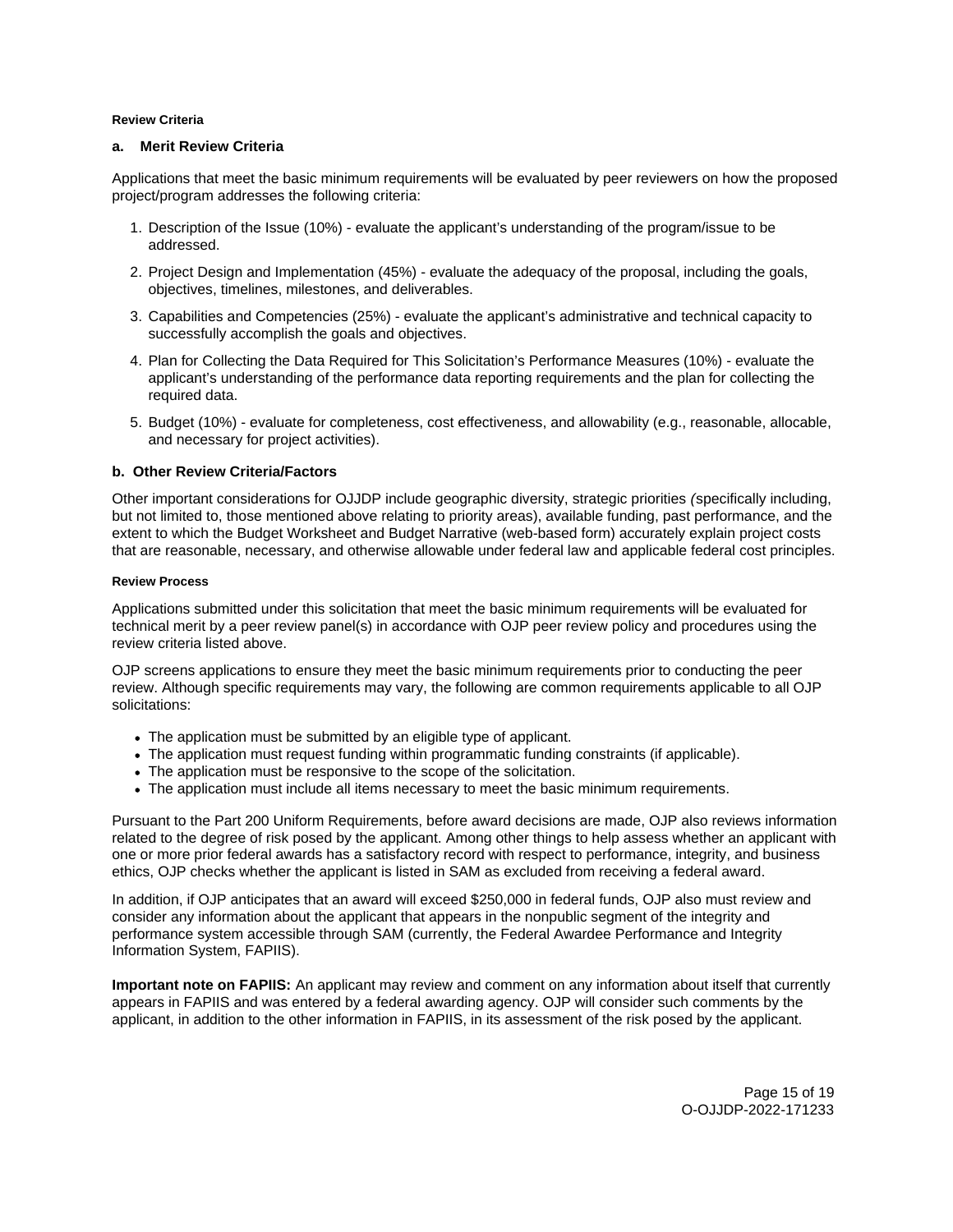#### Review Criteria

### a. Merit Review Criteria

Applications that meet the basic minimum requirements will be evaluated by peer reviewers on how the proposed project/program addresses the following criteria:

1. Description of the Issue (10%) - evaluate the applicant's understanding of the program/issue to be addressed.
2. Project Design and Implementation (45%) - evaluate the adequacy of the proposal, including the goals, objectives, timelines, milestones, and deliverables.
3. Capabilities and Competencies (25%) - evaluate the applicant's administrative and technical capacity to successfully accomplish the goals and objectives.
4. Plan for Collecting the Data Required for This Solicitation's Performance Measures (10%) - evaluate the applicant's understanding of the performance data reporting requirements and the plan for collecting the required data.
5. Budget (10%) - evaluate for completeness, cost effectiveness, and allowability (e.g., reasonable, allocable, and necessary for project activities).

### b. Other Review Criteria/Factors

Other important considerations for OJJDP include geographic diversity, strategic priorities *(*specifically including, but not limited to, those mentioned above relating to priority areas), available funding, past performance, and the extent to which the Budget Worksheet and Budget Narrative (web-based form) accurately explain project costs that are reasonable, necessary, and otherwise allowable under federal law and applicable federal cost principles.

#### Review Process

Applications submitted under this solicitation that meet the basic minimum requirements will be evaluated for technical merit by a peer review panel(s) in accordance with OJP peer review policy and procedures using the review criteria listed above.

OJP screens applications to ensure they meet the basic minimum requirements prior to conducting the peer review. Although specific requirements may vary, the following are common requirements applicable to all OJP solicitations:

- The application must be submitted by an eligible type of applicant.
- The application must request funding within programmatic funding constraints (if applicable).
- The application must be responsive to the scope of the solicitation.
- The application must include all items necessary to meet the basic minimum requirements.

Pursuant to the Part 200 Uniform Requirements, before award decisions are made, OJP also reviews information related to the degree of risk posed by the applicant. Among other things to help assess whether an applicant with one or more prior federal awards has a satisfactory record with respect to performance, integrity, and business ethics, OJP checks whether the applicant is listed in SAM as excluded from receiving a federal award.

In addition, if OJP anticipates that an award will exceed $250,000 in federal funds, OJP also must review and consider any information about the applicant that appears in the nonpublic segment of the integrity and performance system accessible through SAM (currently, the Federal Awardee Performance and Integrity Information System, FAPIIS).

**Important note on FAPIIS:** An applicant may review and comment on any information about itself that currently appears in FAPIIS and was entered by a federal awarding agency. OJP will consider such comments by the applicant, in addition to the other information in FAPIIS, in its assessment of the risk posed by the applicant.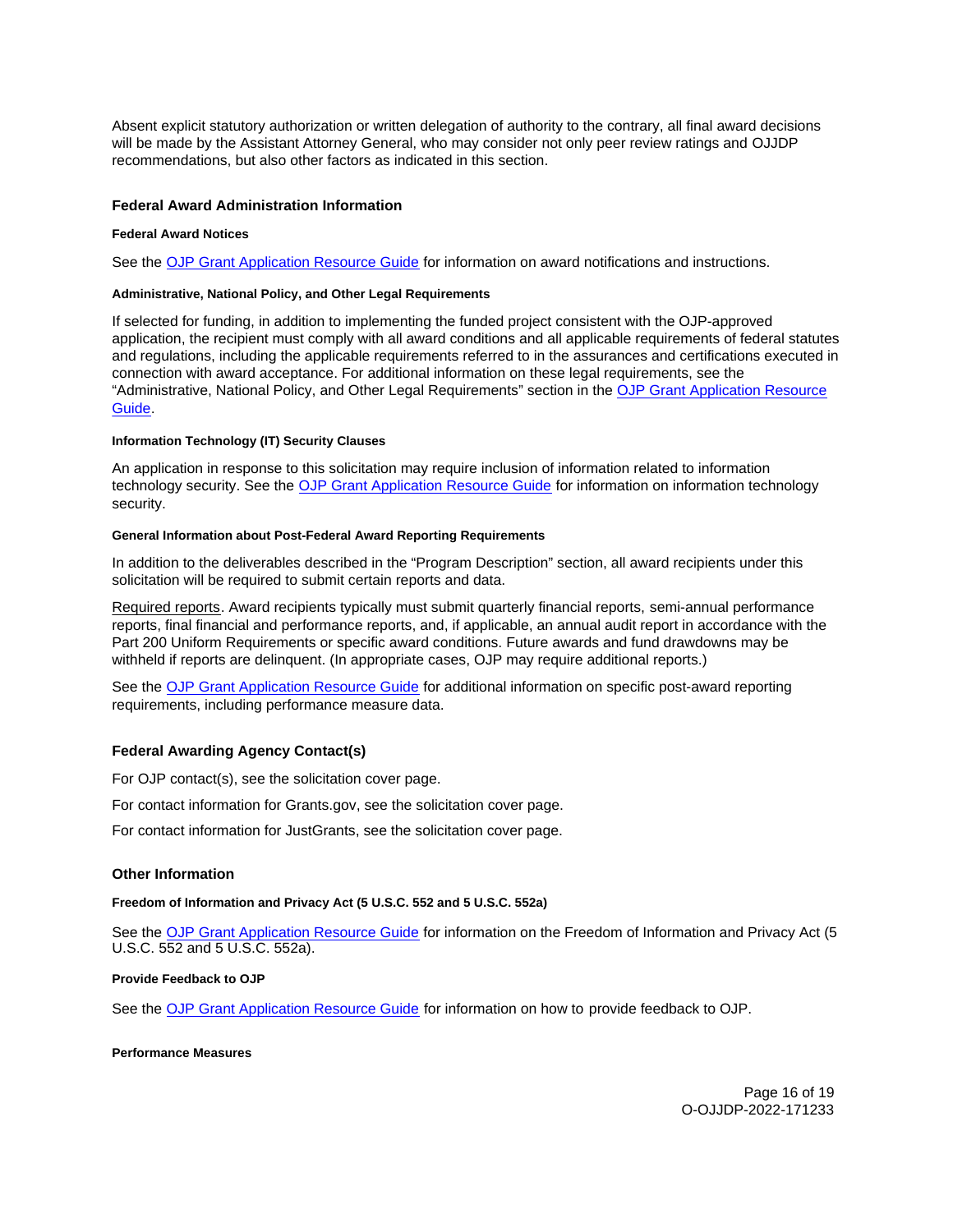Absent explicit statutory authorization or written delegation of authority to the contrary, all final award decisions will be made by the Assistant Attorney General, who may consider not only peer review ratings and OJJDP recommendations, but also other factors as indicated in this section.

### Federal Award Administration Information

#### Federal Award Notices

See the OJP Grant Application Resource Guide for information on award notifications and instructions.

#### Administrative, National Policy, and Other Legal Requirements

If selected for funding, in addition to implementing the funded project consistent with the OJP-approved application, the recipient must comply with all award conditions and all applicable requirements of federal statutes and regulations, including the applicable requirements referred to in the assurances and certifications executed in connection with award acceptance. For additional information on these legal requirements, see the "Administrative, National Policy, and Other Legal Requirements" section in the OJP Grant Application Resource Guide.

#### Information Technology (IT) Security Clauses

An application in response to this solicitation may require inclusion of information related to information technology security. See the OJP Grant Application Resource Guide for information on information technology security.

#### General Information about Post-Federal Award Reporting Requirements

In addition to the deliverables described in the "Program Description" section, all award recipients under this solicitation will be required to submit certain reports and data.

Required reports. Award recipients typically must submit quarterly financial reports, semi-annual performance reports, final financial and performance reports, and, if applicable, an annual audit report in accordance with the Part 200 Uniform Requirements or specific award conditions. Future awards and fund drawdowns may be withheld if reports are delinquent. (In appropriate cases, OJP may require additional reports.)

See the OJP Grant Application Resource Guide for additional information on specific post-award reporting requirements, including performance measure data.

### Federal Awarding Agency Contact(s)

For OJP contact(s), see the solicitation cover page.

For contact information for Grants.gov, see the solicitation cover page.

For contact information for JustGrants, see the solicitation cover page.

### Other Information

#### Freedom of Information and Privacy Act (5 U.S.C. 552 and 5 U.S.C. 552a)

See the OJP Grant Application Resource Guide for information on the Freedom of Information and Privacy Act (5 U.S.C. 552 and 5 U.S.C. 552a).

#### Provide Feedback to OJP

See the OJP Grant Application Resource Guide for information on how to provide feedback to OJP.

#### Performance Measures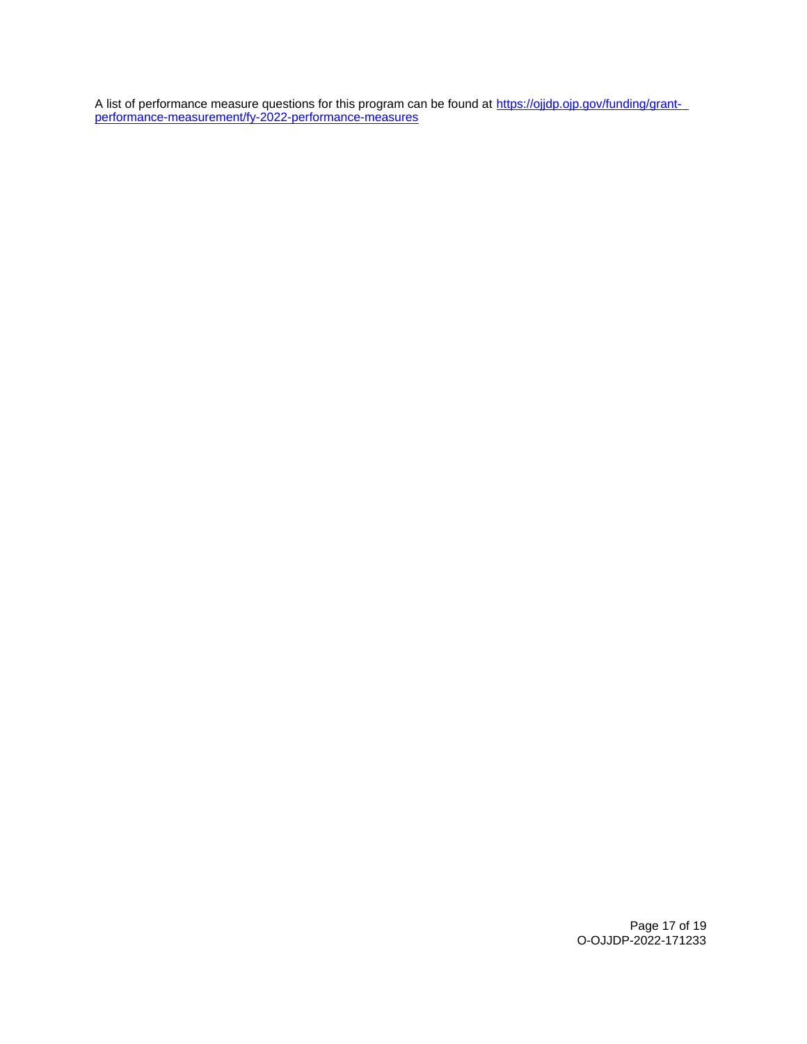A list of performance measure questions for this program can be found at [https://ojjdp.ojp.gov/funding/grant-performance-measurement/fy-2022-performance-measures](https://ojjdp.ojp.gov/funding/grant-performance-measurement/fy-2022-performance-measures)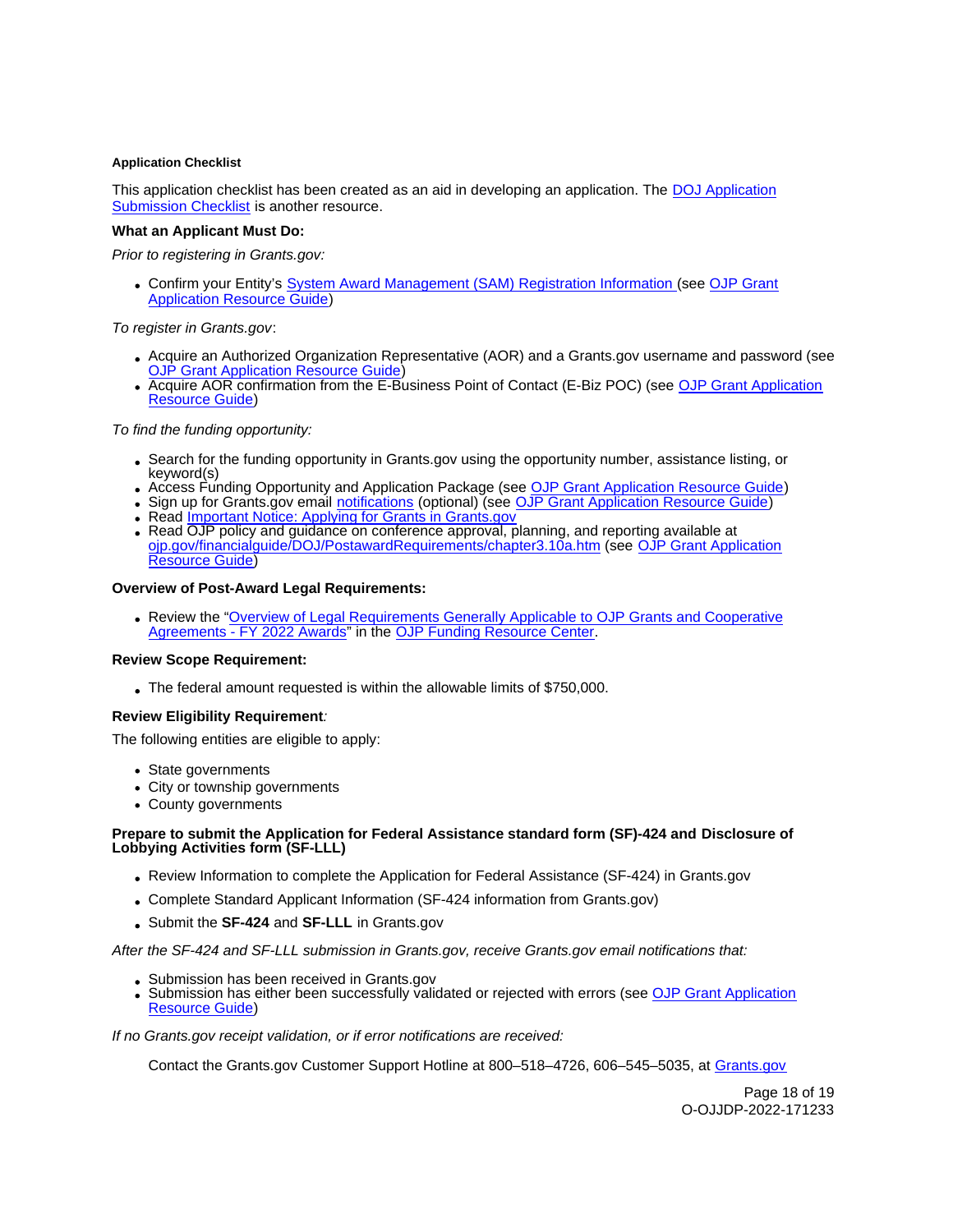#### Application Checklist

This application checklist has been created as an aid in developing an application. The DOJ Application Submission Checklist is another resource.

**What an Applicant Must Do:**

*Prior to registering in Grants.gov:*

- Confirm your Entity's System Award Management (SAM) Registration Information (see OJP Grant Application Resource Guide)

*To register in Grants.gov*:

- Acquire an Authorized Organization Representative (AOR) and a Grants.gov username and password (see OJP Grant Application Resource Guide)
- Acquire AOR confirmation from the E-Business Point of Contact (E-Biz POC) (see OJP Grant Application Resource Guide)

*To find the funding opportunity:*

- Search for the funding opportunity in Grants.gov using the opportunity number, assistance listing, or keyword(s)
- Access Funding Opportunity and Application Package (see OJP Grant Application Resource Guide)
- Sign up for Grants.gov email notifications (optional) (see OJP Grant Application Resource Guide)
- Read Important Notice: Applying for Grants in Grants.gov
- Read OJP policy and guidance on conference approval, planning, and reporting available at ojp.gov/financialguide/DOJ/PostawardRequirements/chapter3.10a.htm (see OJP Grant Application Resource Guide)

**Overview of Post-Award Legal Requirements:**

- Review the "Overview of Legal Requirements Generally Applicable to OJP Grants and Cooperative Agreements - FY 2022 Awards" in the OJP Funding Resource Center.

**Review Scope Requirement:**

- The federal amount requested is within the allowable limits of $750,000.

**Review Eligibility Requirement***:*

The following entities are eligible to apply:

- State governments
- City or township governments
- County governments

**Prepare to submit the Application for Federal Assistance standard form (SF)-424 and Disclosure of Lobbying Activities form (SF-LLL)**

- Review Information to complete the Application for Federal Assistance (SF-424) in Grants.gov
- Complete Standard Applicant Information (SF-424 information from Grants.gov)
- Submit the **SF-424** and **SF-LLL** in Grants.gov

*After the SF-424 and SF-LLL submission in Grants.gov, receive Grants.gov email notifications that:*

- Submission has been received in Grants.gov
- Submission has either been successfully validated or rejected with errors (see OJP Grant Application Resource Guide)

*If no Grants.gov receipt validation, or if error notifications are received:*

Contact the Grants.gov Customer Support Hotline at 800–518–4726, 606–545–5035, at Grants.gov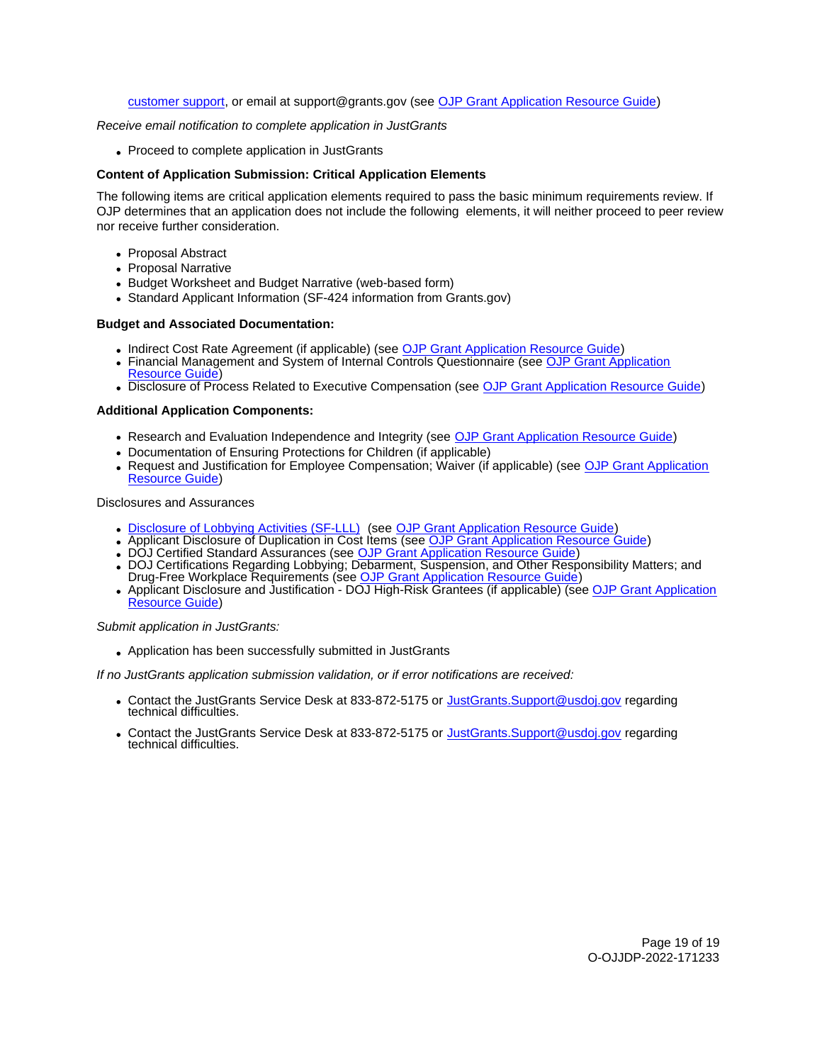customer support, or email at support@grants.gov (see OJP Grant Application Resource Guide)

*Receive email notification to complete application in JustGrants*

- Proceed to complete application in JustGrants

**Content of Application Submission: Critical Application Elements**

The following items are critical application elements required to pass the basic minimum requirements review. If OJP determines that an application does not include the following elements, it will neither proceed to peer review nor receive further consideration.

- Proposal Abstract
- Proposal Narrative
- Budget Worksheet and Budget Narrative (web-based form)
- Standard Applicant Information (SF-424 information from Grants.gov)

**Budget and Associated Documentation:**

- Indirect Cost Rate Agreement (if applicable) (see OJP Grant Application Resource Guide)
- Financial Management and System of Internal Controls Questionnaire (see OJP Grant Application Resource Guide)
- Disclosure of Process Related to Executive Compensation (see OJP Grant Application Resource Guide)

**Additional Application Components:**

- Research and Evaluation Independence and Integrity (see OJP Grant Application Resource Guide)
- Documentation of Ensuring Protections for Children (if applicable)
- Request and Justification for Employee Compensation; Waiver (if applicable) (see OJP Grant Application Resource Guide)

Disclosures and Assurances

- Disclosure of Lobbying Activities (SF-LLL) (see OJP Grant Application Resource Guide)
- Applicant Disclosure of Duplication in Cost Items (see OJP Grant Application Resource Guide)
- DOJ Certified Standard Assurances (see OJP Grant Application Resource Guide)
- DOJ Certifications Regarding Lobbying; Debarment, Suspension, and Other Responsibility Matters; and Drug-Free Workplace Requirements (see OJP Grant Application Resource Guide)
- Applicant Disclosure and Justification - DOJ High-Risk Grantees (if applicable) (see OJP Grant Application Resource Guide)

*Submit application in JustGrants:*

- Application has been successfully submitted in JustGrants

*If no JustGrants application submission validation, or if error notifications are received:*

- Contact the JustGrants Service Desk at 833-872-5175 or JustGrants.Support@usdoj.gov regarding technical difficulties.
- Contact the JustGrants Service Desk at 833-872-5175 or JustGrants.Support@usdoj.gov regarding technical difficulties.